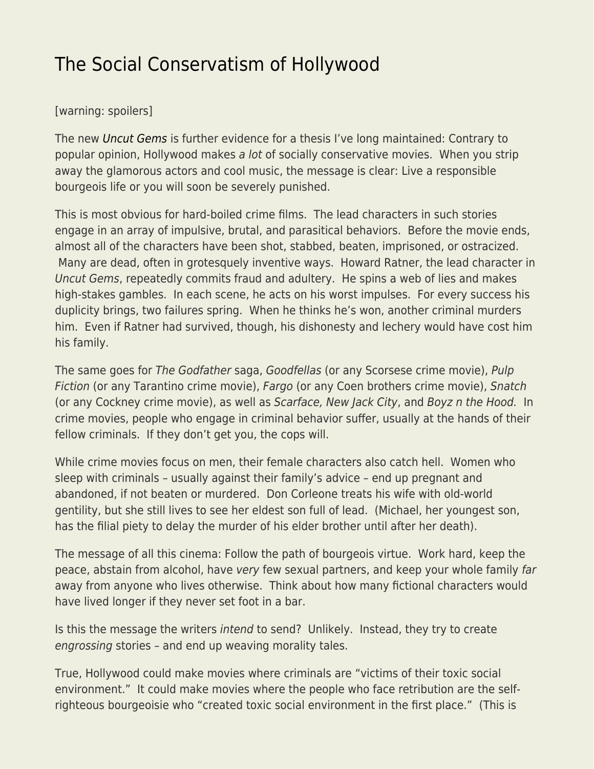# The Social Conservatism of Hollywood

[warning: spoilers]

The new *Uncut Gems* is further evidence for a thesis I've long maintained: Contrary to popular opinion, Hollywood makes *a lot* of socially conservative movies. When you strip away the glamorous actors and cool music, the message is clear: Live a responsible bourgeois life or you will soon be severely punished.

This is most obvious for hard-boiled crime films. The lead characters in such stories engage in an array of impulsive, brutal, and parasitical behaviors. Before the movie ends, almost all of the characters have been shot, stabbed, beaten, imprisoned, or ostracized. Many are dead, often in grotesquely inventive ways. Howard Ratner, the lead character in *Uncut Gems*, repeatedly commits fraud and adultery. He spins a web of lies and makes high-stakes gambles. In each scene, he acts on his worst impulses. For every success his duplicity brings, two failures spring. When he thinks he's won, another criminal murders him. Even if Ratner had survived, though, his dishonesty and lechery would have cost him his family.

The same goes for *The Godfather* saga, *Goodfellas* (or any Scorsese crime movie), *Pulp Fiction* (or any Tarantino crime movie), *Fargo* (or any Coen brothers crime movie), *Snatch* (or any Cockney crime movie), as well as *Scarface, New Jack City*, and *Boyz n the Hood.* In crime movies, people who engage in criminal behavior suffer, usually at the hands of their fellow criminals. If they don't get you, the cops will.

While crime movies focus on men, their female characters also catch hell. Women who sleep with criminals – usually against their family's advice – end up pregnant and abandoned, if not beaten or murdered. Don Corleone treats his wife with old-world gentility, but she still lives to see her eldest son full of lead. (Michael, her youngest son, has the filial piety to delay the murder of his elder brother until after her death).

The message of all this cinema: Follow the path of bourgeois virtue. Work hard, keep the peace, abstain from alcohol, have *very* few sexual partners, and keep your whole family *far* away from anyone who lives otherwise. Think about how many fictional characters would have lived longer if they never set foot in a bar.

Is this the message the writers *intend* to send? Unlikely. Instead, they try to create *engrossing* stories – and end up weaving morality tales.

True, Hollywood could make movies where criminals are "victims of their toxic social environment." It could make movies where the people who face retribution are the self-righteous bourgeoisie who "created toxic social environment in the first place." (This is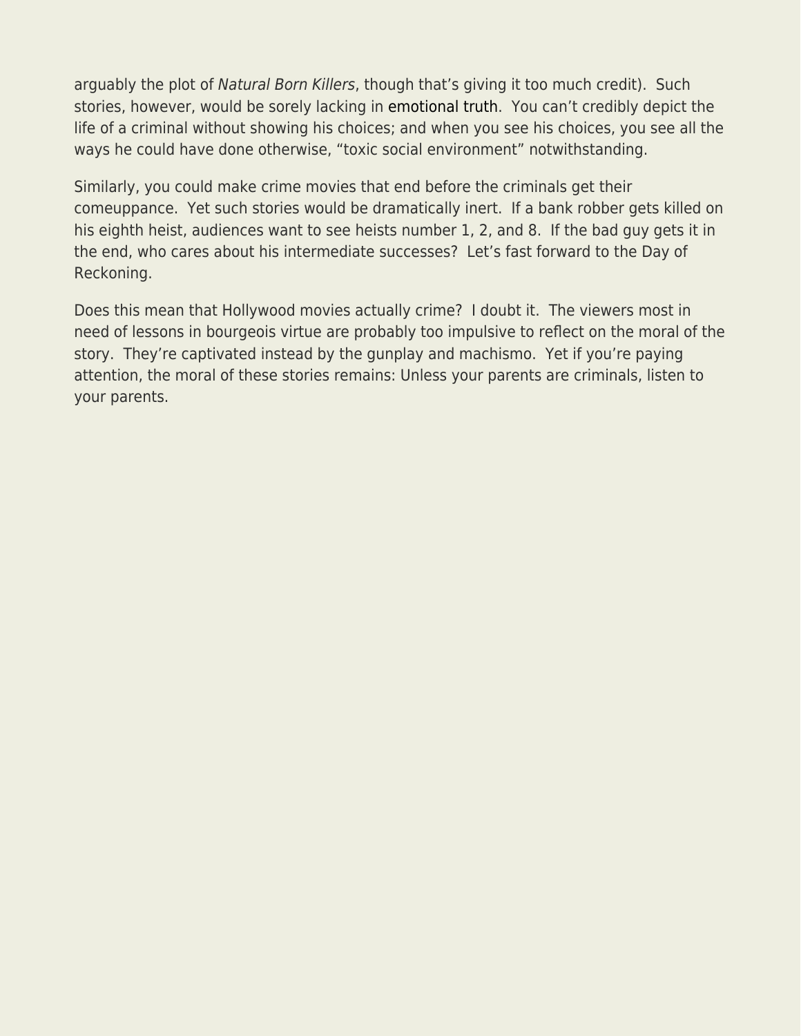arguably the plot of *Natural Born Killers*, though that's giving it too much credit). Such stories, however, would be sorely lacking in emotional truth. You can't credibly depict the life of a criminal without showing his choices; and when you see his choices, you see all the ways he could have done otherwise, "toxic social environment" notwithstanding.

Similarly, you could make crime movies that end before the criminals get their comeuppance. Yet such stories would be dramatically inert. If a bank robber gets killed on his eighth heist, audiences want to see heists number 1, 2, and 8. If the bad guy gets it in the end, who cares about his intermediate successes? Let's fast forward to the Day of Reckoning.

Does this mean that Hollywood movies actually crime? I doubt it. The viewers most in need of lessons in bourgeois virtue are probably too impulsive to reflect on the moral of the story. They're captivated instead by the gunplay and machismo. Yet if you're paying attention, the moral of these stories remains: Unless your parents are criminals, listen to your parents.